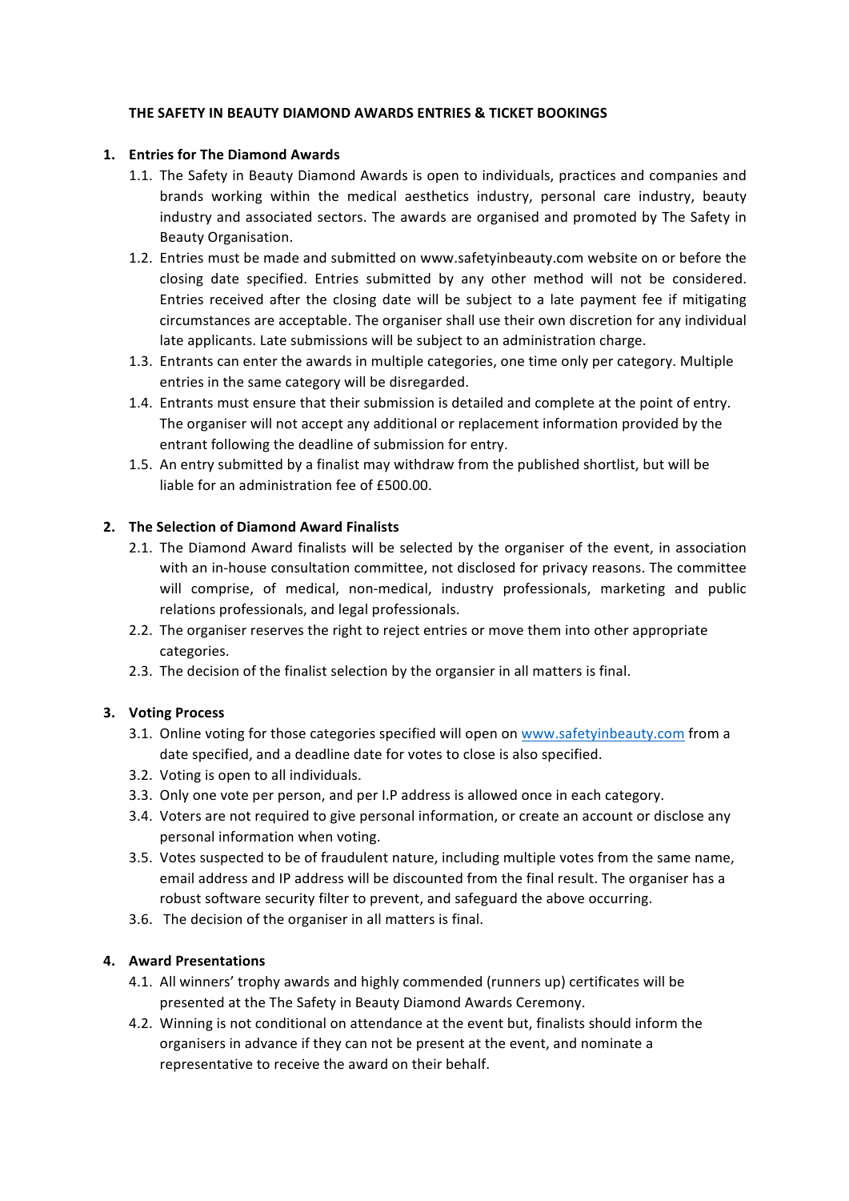**THE SAFETY IN BEAUTY DIAMOND AWARDS ENTRIES & TICKET BOOKINGS**

1. **Entries for The Diamond Awards**
   1.1. The Safety in Beauty Diamond Awards is open to individuals, practices and companies and brands working within the medical aesthetics industry, personal care industry, beauty industry and associated sectors. The awards are organised and promoted by The Safety in Beauty Organisation.
   1.2. Entries must be made and submitted on www.safetyinbeauty.com website on or before the closing date specified. Entries submitted by any other method will not be considered. Entries received after the closing date will be subject to a late payment fee if mitigating circumstances are acceptable. The organiser shall use their own discretion for any individual late applicants. Late submissions will be subject to an administration charge.
   1.3. Entrants can enter the awards in multiple categories, one time only per category. Multiple entries in the same category will be disregarded.
   1.4. Entrants must ensure that their submission is detailed and complete at the point of entry. The organiser will not accept any additional or replacement information provided by the entrant following the deadline of submission for entry.
   1.5. An entry submitted by a finalist may withdraw from the published shortlist, but will be liable for an administration fee of £500.00.

2. **The Selection of Diamond Award Finalists**
   2.1. The Diamond Award finalists will be selected by the organiser of the event, in association with an in-house consultation committee, not disclosed for privacy reasons. The committee will comprise, of medical, non-medical, industry professionals, marketing and public relations professionals, and legal professionals.
   2.2. The organiser reserves the right to reject entries or move them into other appropriate categories.
   2.3. The decision of the finalist selection by the organsier in all matters is final.

3. **Voting Process**
   3.1. Online voting for those categories specified will open on www.safetyinbeauty.com from a date specified, and a deadline date for votes to close is also specified.
   3.2. Voting is open to all individuals.
   3.3. Only one vote per person, and per I.P address is allowed once in each category.
   3.4. Voters are not required to give personal information, or create an account or disclose any personal information when voting.
   3.5. Votes suspected to be of fraudulent nature, including multiple votes from the same name, email address and IP address will be discounted from the final result. The organiser has a robust software security filter to prevent, and safeguard the above occurring.
   3.6. The decision of the organiser in all matters is final.

4. **Award Presentations**
   4.1. All winners' trophy awards and highly commended (runners up) certificates will be presented at the The Safety in Beauty Diamond Awards Ceremony.
   4.2. Winning is not conditional on attendance at the event but, finalists should inform the organisers in advance if they can not be present at the event, and nominate a representative to receive the award on their behalf.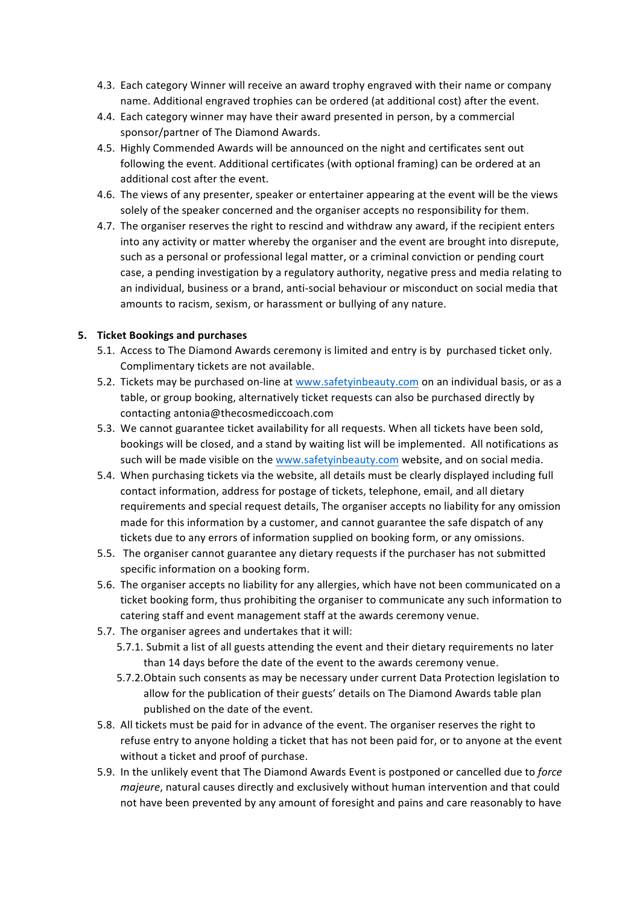4.3. Each category Winner will receive an award trophy engraved with their name or company name. Additional engraved trophies can be ordered (at additional cost) after the event.

4.4. Each category winner may have their award presented in person, by a commercial sponsor/partner of The Diamond Awards.

4.5. Highly Commended Awards will be announced on the night and certificates sent out following the event. Additional certificates (with optional framing) can be ordered at an additional cost after the event.

4.6. The views of any presenter, speaker or entertainer appearing at the event will be the views solely of the speaker concerned and the organiser accepts no responsibility for them.

4.7. The organiser reserves the right to rescind and withdraw any award, if the recipient enters into any activity or matter whereby the organiser and the event are brought into disrepute, such as a personal or professional legal matter, or a criminal conviction or pending court case, a pending investigation by a regulatory authority, negative press and media relating to an individual, business or a brand, anti-social behaviour or misconduct on social media that amounts to racism, sexism, or harassment or bullying of any nature.

**5. Ticket Bookings and purchases**

5.1. Access to The Diamond Awards ceremony is limited and entry is by purchased ticket only. Complimentary tickets are not available.

5.2. Tickets may be purchased on-line at www.safetyinbeauty.com on an individual basis, or as a table, or group booking, alternatively ticket requests can also be purchased directly by contacting antonia@thecosmediccoach.com

5.3. We cannot guarantee ticket availability for all requests. When all tickets have been sold, bookings will be closed, and a stand by waiting list will be implemented. All notifications as such will be made visible on the www.safetyinbeauty.com website, and on social media.

5.4. When purchasing tickets via the website, all details must be clearly displayed including full contact information, address for postage of tickets, telephone, email, and all dietary requirements and special request details, The organiser accepts no liability for any omission made for this information by a customer, and cannot guarantee the safe dispatch of any tickets due to any errors of information supplied on booking form, or any omissions.

5.5. The organiser cannot guarantee any dietary requests if the purchaser has not submitted specific information on a booking form.

5.6. The organiser accepts no liability for any allergies, which have not been communicated on a ticket booking form, thus prohibiting the organiser to communicate any such information to catering staff and event management staff at the awards ceremony venue.

5.7. The organiser agrees and undertakes that it will:

5.7.1. Submit a list of all guests attending the event and their dietary requirements no later than 14 days before the date of the event to the awards ceremony venue.

5.7.2. Obtain such consents as may be necessary under current Data Protection legislation to allow for the publication of their guests' details on The Diamond Awards table plan published on the date of the event.

5.8. All tickets must be paid for in advance of the event. The organiser reserves the right to refuse entry to anyone holding a ticket that has not been paid for, or to anyone at the event without a ticket and proof of purchase.

5.9. In the unlikely event that The Diamond Awards Event is postponed or cancelled due to *force majeure*, natural causes directly and exclusively without human intervention and that could not have been prevented by any amount of foresight and pains and care reasonably to have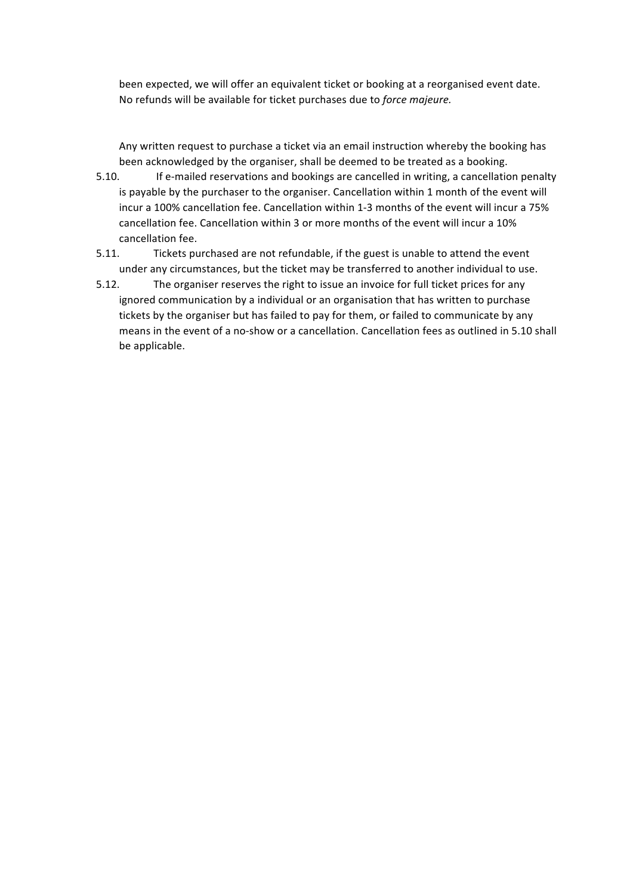been expected, we will offer an equivalent ticket or booking at a reorganised event date. No refunds will be available for ticket purchases due to *force majeure.*

Any written request to purchase a ticket via an email instruction whereby the booking has been acknowledged by the organiser, shall be deemed to be treated as a booking.

5.10. If e-mailed reservations and bookings are cancelled in writing, a cancellation penalty is payable by the purchaser to the organiser. Cancellation within 1 month of the event will incur a 100% cancellation fee. Cancellation within 1-3 months of the event will incur a 75% cancellation fee. Cancellation within 3 or more months of the event will incur a 10% cancellation fee.

5.11. Tickets purchased are not refundable, if the guest is unable to attend the event under any circumstances, but the ticket may be transferred to another individual to use.

5.12. The organiser reserves the right to issue an invoice for full ticket prices for any ignored communication by a individual or an organisation that has written to purchase tickets by the organiser but has failed to pay for them, or failed to communicate by any means in the event of a no-show or a cancellation. Cancellation fees as outlined in 5.10 shall be applicable.